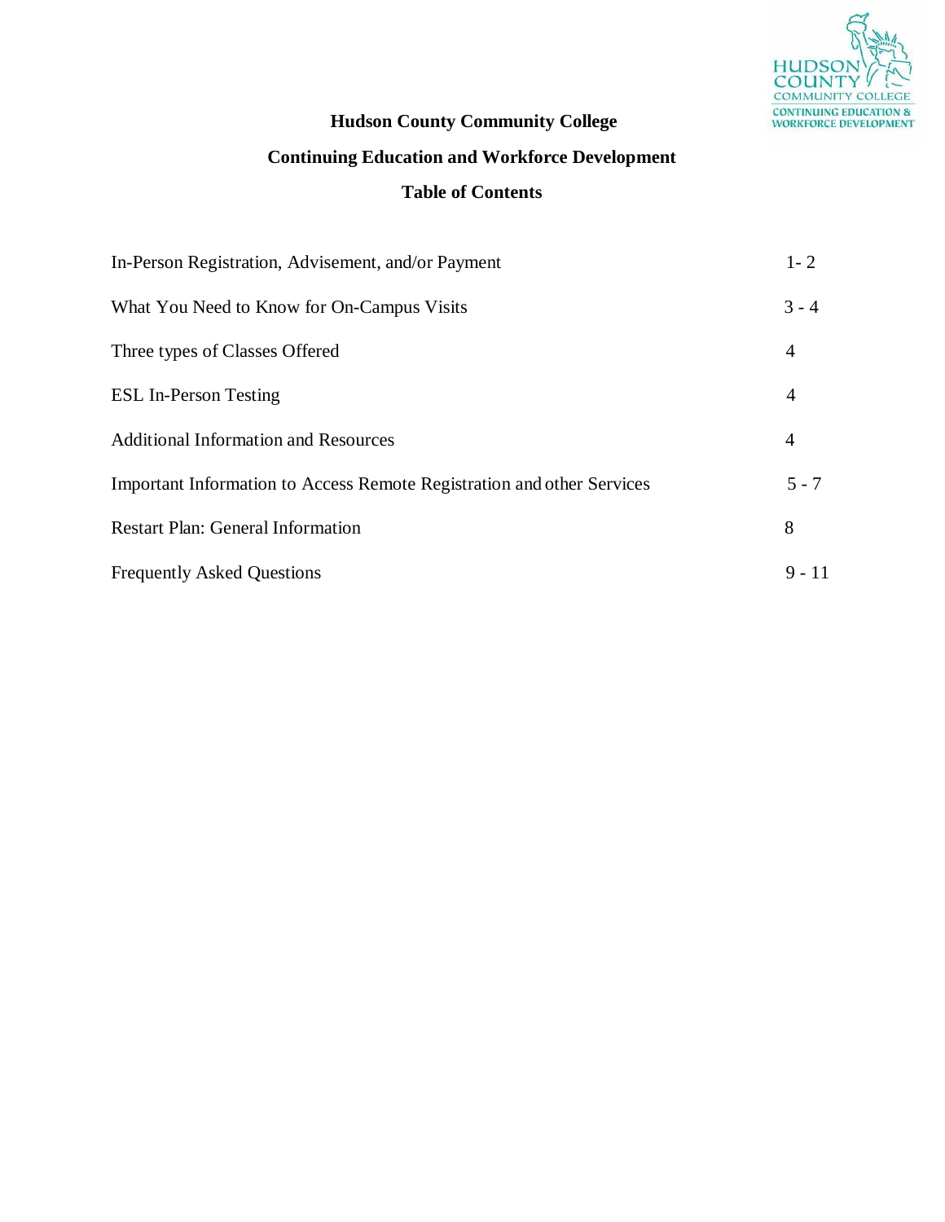# Hudson County Community College

## Continuing Education and Workforce Development

### Table of Contents

| | |
|---|---|
| In-Person Registration, Advisement, and/or Payment | 1- 2 |
| What You Need to Know for On-Campus Visits | 3 - 4 |
| Three types of Classes Offered | 4 |
| ESL In-Person Testing | 4 |
| Additional Information and Resources | 4 |
| Important Information to Access Remote Registration and other Services | 5 - 7 |
| Restart Plan: General Information | 8 |
| Frequently Asked Questions | 9 - 11 |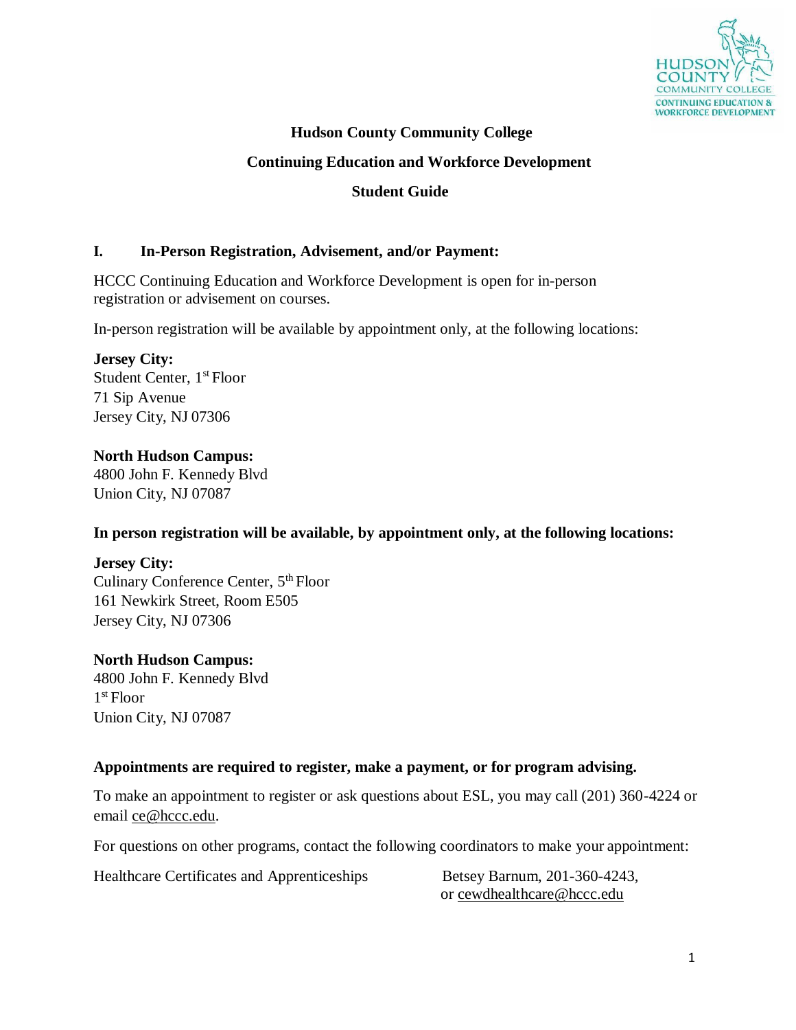**Hudson County Community College**

**Continuing Education and Workforce Development**

**Student Guide**

## I. In-Person Registration, Advisement, and/or Payment:

HCCC Continuing Education and Workforce Development is open for in-person registration or advisement on courses.

In-person registration will be available by appointment only, at the following locations:

**Jersey City:**
Student Center, 1st Floor
71 Sip Avenue
Jersey City, NJ 07306

**North Hudson Campus:**
4800 John F. Kennedy Blvd
Union City, NJ 07087

**In person registration will be available, by appointment only, at the following locations:**

**Jersey City:**
Culinary Conference Center, 5th Floor
161 Newkirk Street, Room E505
Jersey City, NJ 07306

**North Hudson Campus:**
4800 John F. Kennedy Blvd
1st Floor
Union City, NJ 07087

**Appointments are required to register, make a payment, or for program advising.**

To make an appointment to register or ask questions about ESL, you may call (201) 360-4224 or email ce@hccc.edu.

For questions on other programs, contact the following coordinators to make your appointment:

| | |
|---|---|
| Healthcare Certificates and Apprenticeships | Betsey Barnum, 201-360-4243, or cewdhealthcare@hccc.edu |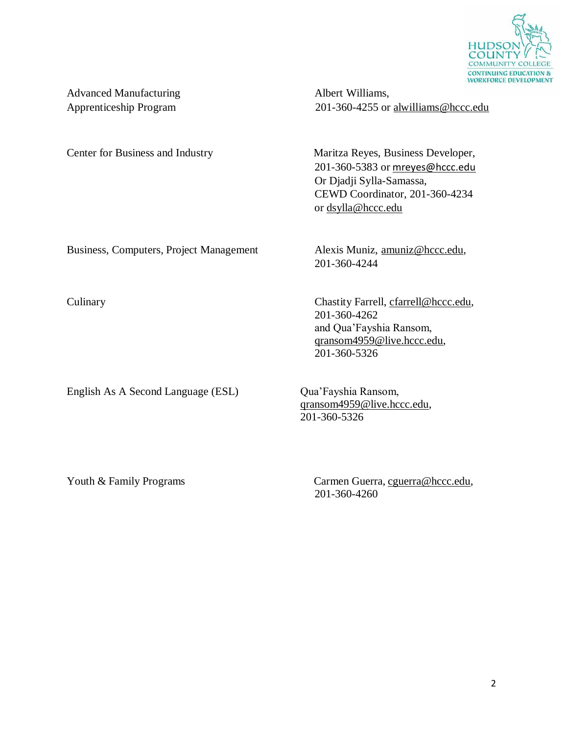| | |
|---|---|
| Advanced Manufacturing Apprenticeship Program | Albert Williams, 201-360-4255 or alwilliams@hccc.edu |
| Center for Business and Industry | Maritza Reyes, Business Developer, 201-360-5383 or mreyes@hccc.edu Or Djadji Sylla-Samassa, CEWD Coordinator, 201-360-4234 or dsylla@hccc.edu |
| Business, Computers, Project Management | Alexis Muniz, amuniz@hccc.edu, 201-360-4244 |
| Culinary | Chastity Farrell, cfarrell@hccc.edu, 201-360-4262 and Qua'Fayshia Ransom, qransom4959@live.hccc.edu, 201-360-5326 |
| English As A Second Language (ESL) | Qua'Fayshia Ransom, qransom4959@live.hccc.edu, 201-360-5326 |
| Youth & Family Programs | Carmen Guerra, cguerra@hccc.edu, 201-360-4260 |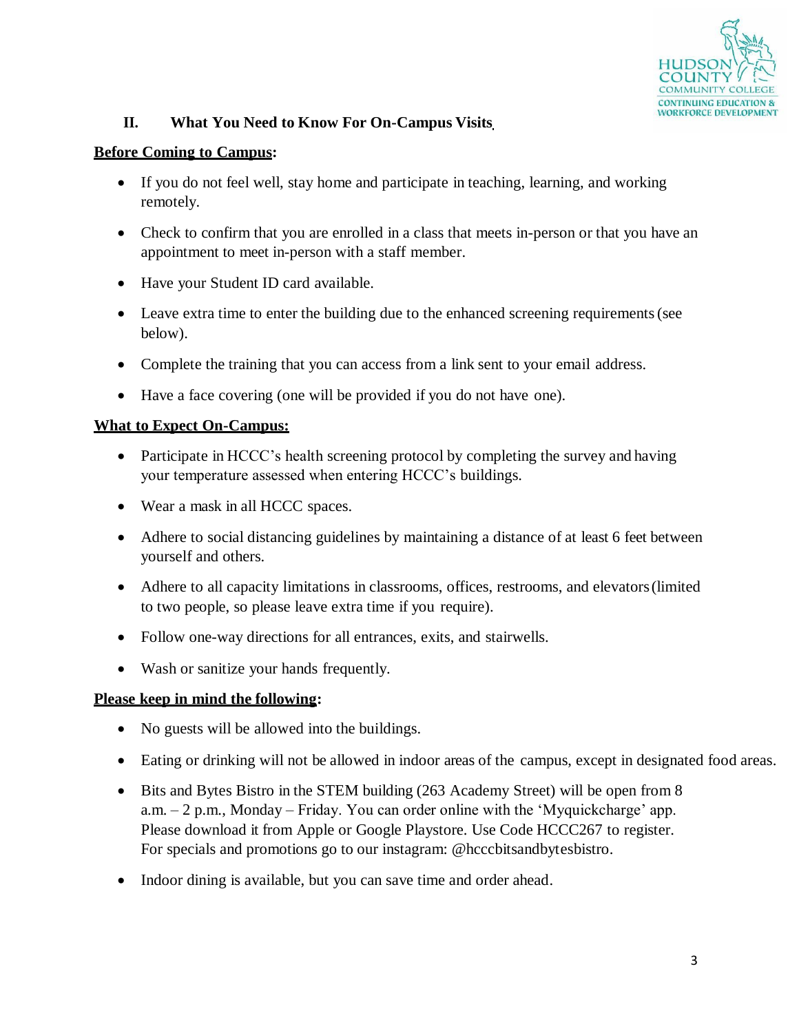## II. What You Need to Know For On-Campus Visits

**Before Coming to Campus:**

- If you do not feel well, stay home and participate in teaching, learning, and working remotely.
- Check to confirm that you are enrolled in a class that meets in-person or that you have an appointment to meet in-person with a staff member.
- Have your Student ID card available.
- Leave extra time to enter the building due to the enhanced screening requirements (see below).
- Complete the training that you can access from a link sent to your email address.
- Have a face covering (one will be provided if you do not have one).

**What to Expect On-Campus:**

- Participate in HCCC's health screening protocol by completing the survey and having your temperature assessed when entering HCCC's buildings.
- Wear a mask in all HCCC spaces.
- Adhere to social distancing guidelines by maintaining a distance of at least 6 feet between yourself and others.
- Adhere to all capacity limitations in classrooms, offices, restrooms, and elevators (limited to two people, so please leave extra time if you require).
- Follow one-way directions for all entrances, exits, and stairwells.
- Wash or sanitize your hands frequently.

**Please keep in mind the following:**

- No guests will be allowed into the buildings.
- Eating or drinking will not be allowed in indoor areas of the campus, except in designated food areas.
- Bits and Bytes Bistro in the STEM building (263 Academy Street) will be open from 8 a.m. – 2 p.m., Monday – Friday. You can order online with the 'Myquickcharge' app. Please download it from Apple or Google Playstore. Use Code HCCC267 to register. For specials and promotions go to our instagram: @hcccbitsandbytesbistro.
- Indoor dining is available, but you can save time and order ahead.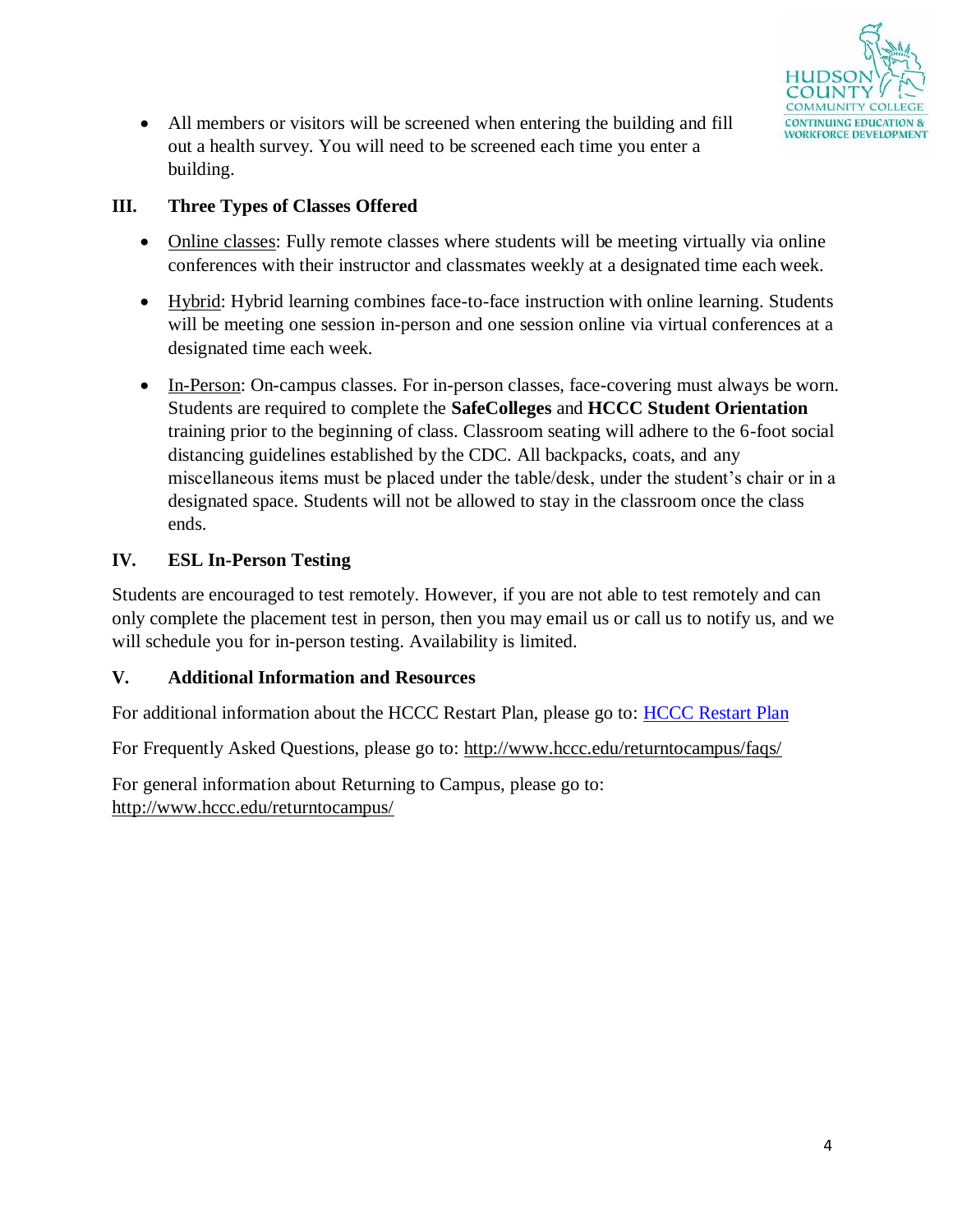- All members or visitors will be screened when entering the building and fill out a health survey. You will need to be screened each time you enter a building.

## III. Three Types of Classes Offered

- Online classes: Fully remote classes where students will be meeting virtually via online conferences with their instructor and classmates weekly at a designated time each week.
- Hybrid: Hybrid learning combines face-to-face instruction with online learning. Students will be meeting one session in-person and one session online via virtual conferences at a designated time each week.
- In-Person: On-campus classes. For in-person classes, face-covering must always be worn. Students are required to complete the **SafeColleges** and **HCCC Student Orientation** training prior to the beginning of class. Classroom seating will adhere to the 6-foot social distancing guidelines established by the CDC. All backpacks, coats, and any miscellaneous items must be placed under the table/desk, under the student's chair or in a designated space. Students will not be allowed to stay in the classroom once the class ends.

## IV. ESL In-Person Testing

Students are encouraged to test remotely. However, if you are not able to test remotely and can only complete the placement test in person, then you may email us or call us to notify us, and we will schedule you for in-person testing. Availability is limited.

## V. Additional Information and Resources

For additional information about the HCCC Restart Plan, please go to: HCCC Restart Plan

For Frequently Asked Questions, please go to: http://www.hccc.edu/returntocampus/faqs/

For general information about Returning to Campus, please go to: http://www.hccc.edu/returntocampus/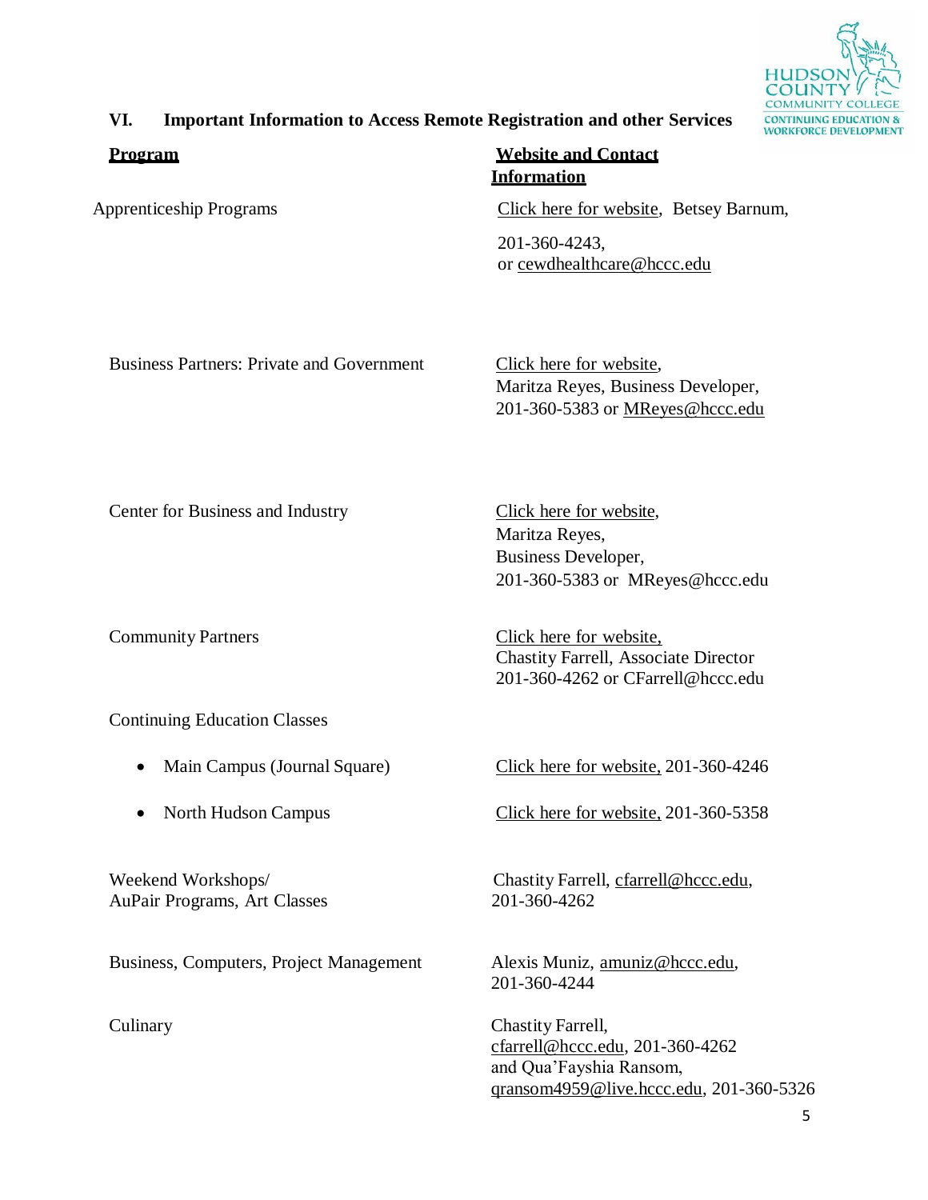## VI. Important Information to Access Remote Registration and other Services

| Program | Website and Contact Information |
|---|---|
| Apprenticeship Programs | Click here for website, Betsey Barnum, 201-360-4243, or cewdhealthcare@hccc.edu |
| Business Partners: Private and Government | Click here for website, Maritza Reyes, Business Developer, 201-360-5383 or MReyes@hccc.edu |
| Center for Business and Industry | Click here for website, Maritza Reyes, Business Developer, 201-360-5383 or MReyes@hccc.edu |
| Community Partners | Click here for website, Chastity Farrell, Associate Director 201-360-4262 or CFarrell@hccc.edu |
| Continuing Education Classes | |
| • Main Campus (Journal Square) | Click here for website, 201-360-4246 |
| • North Hudson Campus | Click here for website, 201-360-5358 |
| Weekend Workshops/ AuPair Programs, Art Classes | Chastity Farrell, cfarrell@hccc.edu, 201-360-4262 |
| Business, Computers, Project Management | Alexis Muniz, amuniz@hccc.edu, 201-360-4244 |
| Culinary | Chastity Farrell, cfarrell@hccc.edu, 201-360-4262 and Qua'Fayshia Ransom, qransom4959@live.hccc.edu, 201-360-5326 |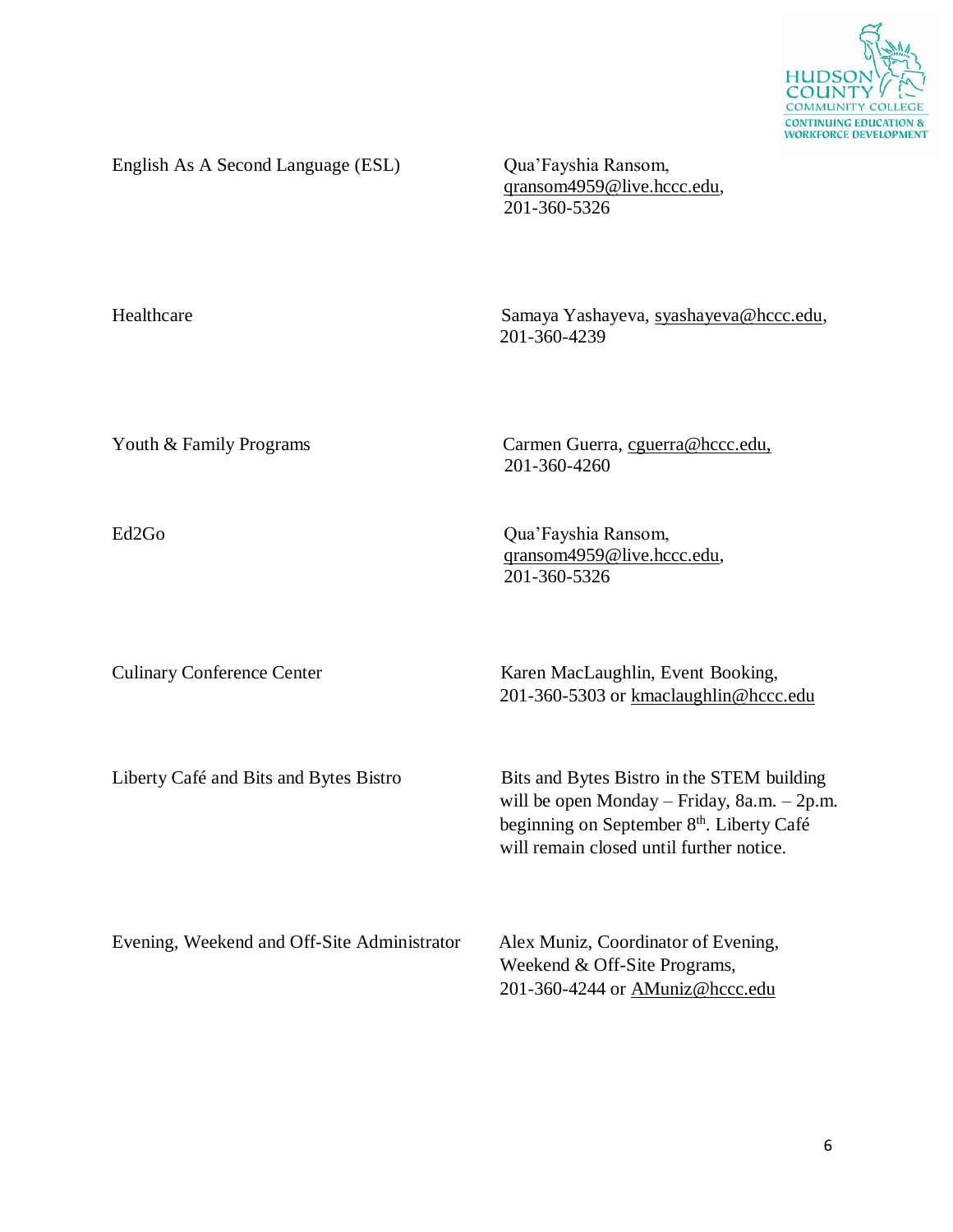| | |
|---|---|
| English As A Second Language (ESL) | Qua'Fayshia Ransom, qransom4959@live.hccc.edu, 201-360-5326 |
| Healthcare | Samaya Yashayeva, syashayeva@hccc.edu, 201-360-4239 |
| Youth & Family Programs | Carmen Guerra, cguerra@hccc.edu, 201-360-4260 |
| Ed2Go | Qua'Fayshia Ransom, qransom4959@live.hccc.edu, 201-360-5326 |
| Culinary Conference Center | Karen MacLaughlin, Event Booking, 201-360-5303 or kmaclaughlin@hccc.edu |
| Liberty Café and Bits and Bytes Bistro | Bits and Bytes Bistro in the STEM building will be open Monday – Friday, 8a.m. – 2p.m. beginning on September 8th. Liberty Café will remain closed until further notice. |
| Evening, Weekend and Off-Site Administrator | Alex Muniz, Coordinator of Evening, Weekend & Off-Site Programs, 201-360-4244 or AMuniz@hccc.edu |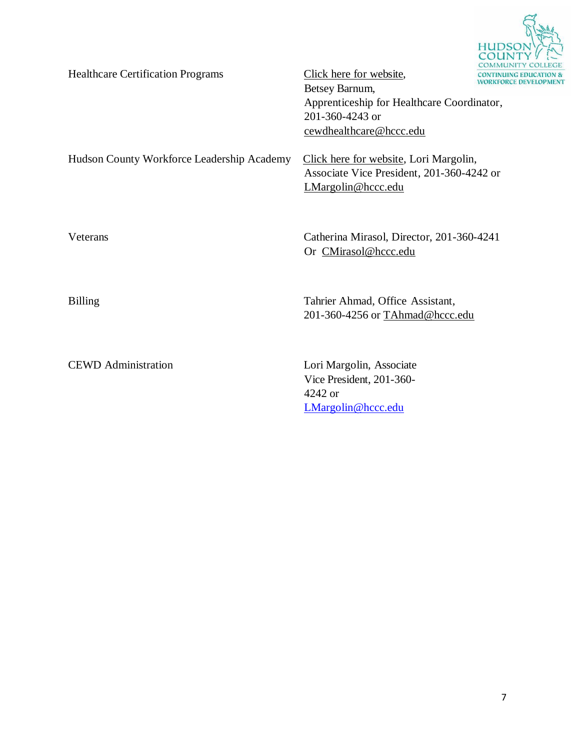| | |
|---|---|
| Healthcare Certification Programs | Click here for website, Betsey Barnum, Apprenticeship for Healthcare Coordinator, 201-360-4243 or cewdhealthcare@hccc.edu |
| Hudson County Workforce Leadership Academy | Click here for website, Lori Margolin, Associate Vice President, 201-360-4242 or LMargolin@hccc.edu |
| Veterans | Catherina Mirasol, Director, 201-360-4241 Or CMirasol@hccc.edu |
| Billing | Tahrier Ahmad, Office Assistant, 201-360-4256 or TAhmad@hccc.edu |
| CEWD Administration | Lori Margolin, Associate Vice President, 201-360-4242 or LMargolin@hccc.edu |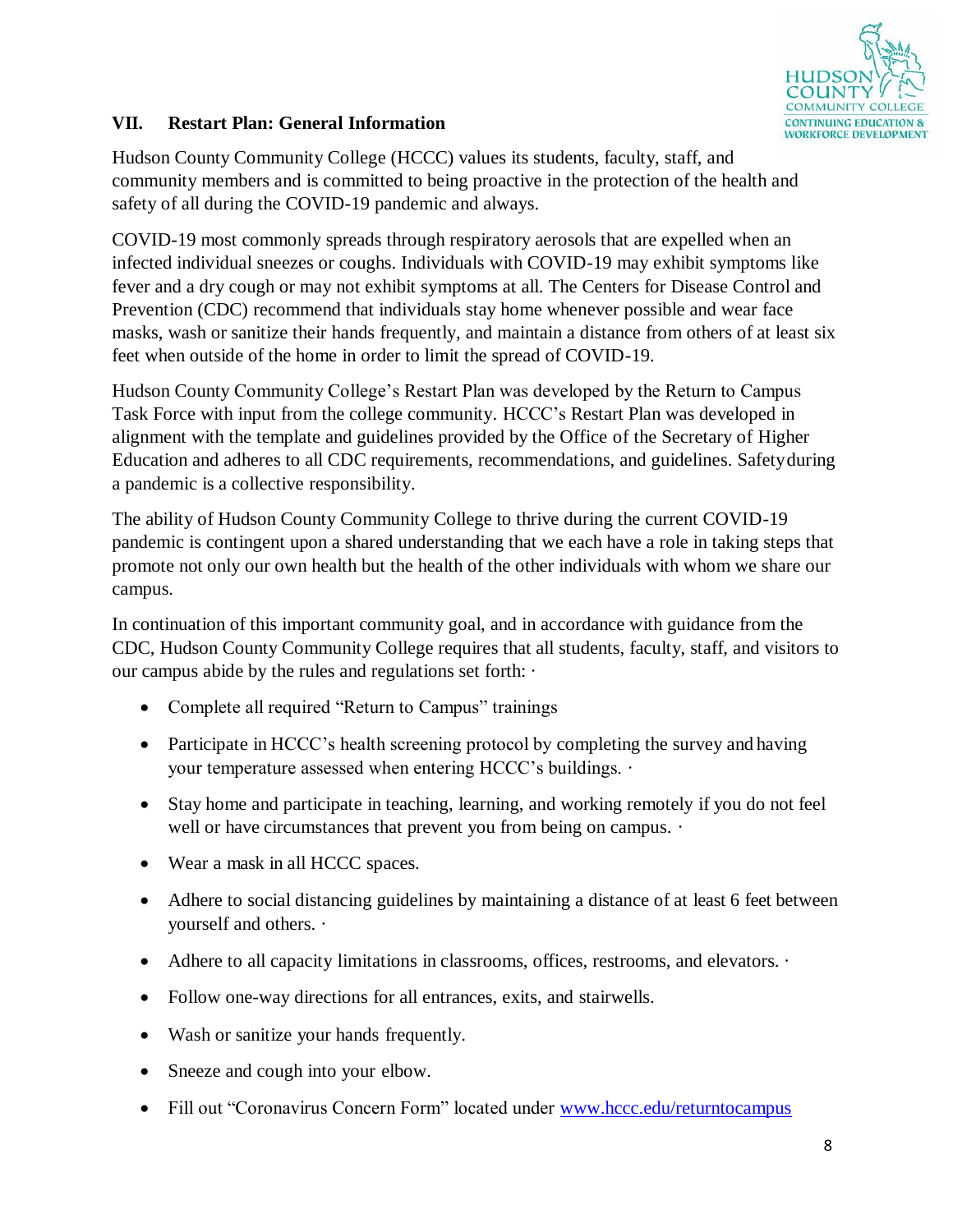## VII. Restart Plan: General Information

Hudson County Community College (HCCC) values its students, faculty, staff, and community members and is committed to being proactive in the protection of the health and safety of all during the COVID-19 pandemic and always.

COVID-19 most commonly spreads through respiratory aerosols that are expelled when an infected individual sneezes or coughs. Individuals with COVID-19 may exhibit symptoms like fever and a dry cough or may not exhibit symptoms at all. The Centers for Disease Control and Prevention (CDC) recommend that individuals stay home whenever possible and wear face masks, wash or sanitize their hands frequently, and maintain a distance from others of at least six feet when outside of the home in order to limit the spread of COVID-19.

Hudson County Community College's Restart Plan was developed by the Return to Campus Task Force with input from the college community. HCCC's Restart Plan was developed in alignment with the template and guidelines provided by the Office of the Secretary of Higher Education and adheres to all CDC requirements, recommendations, and guidelines. Safety during a pandemic is a collective responsibility.

The ability of Hudson County Community College to thrive during the current COVID-19 pandemic is contingent upon a shared understanding that we each have a role in taking steps that promote not only our own health but the health of the other individuals with whom we share our campus.

In continuation of this important community goal, and in accordance with guidance from the CDC, Hudson County Community College requires that all students, faculty, staff, and visitors to our campus abide by the rules and regulations set forth: ·

- Complete all required "Return to Campus" trainings
- Participate in HCCC's health screening protocol by completing the survey and having your temperature assessed when entering HCCC's buildings. ·
- Stay home and participate in teaching, learning, and working remotely if you do not feel well or have circumstances that prevent you from being on campus. ·
- Wear a mask in all HCCC spaces.
- Adhere to social distancing guidelines by maintaining a distance of at least 6 feet between yourself and others. ·
- Adhere to all capacity limitations in classrooms, offices, restrooms, and elevators. ·
- Follow one-way directions for all entrances, exits, and stairwells.
- Wash or sanitize your hands frequently.
- Sneeze and cough into your elbow.
- Fill out "Coronavirus Concern Form" located under www.hccc.edu/returntocampus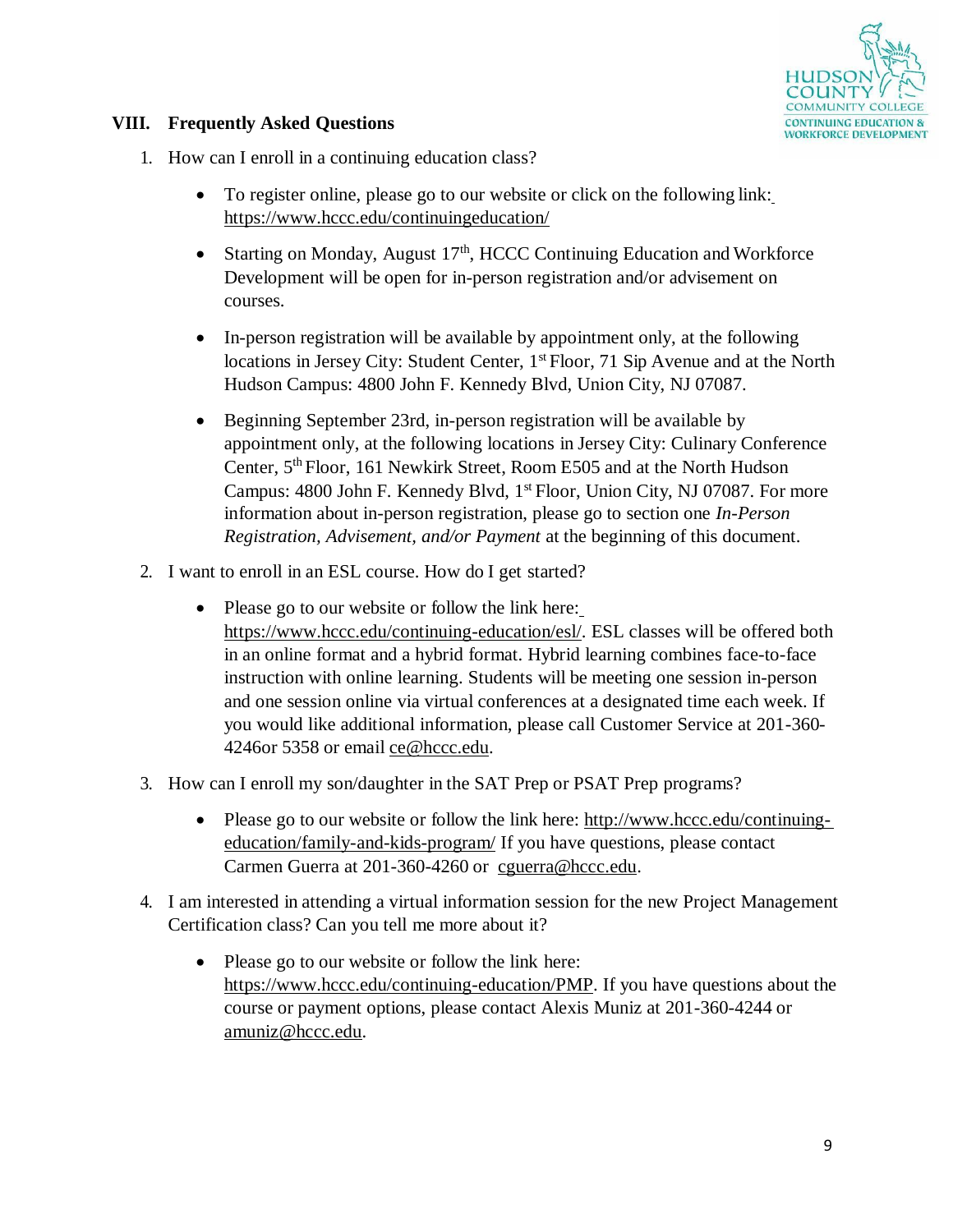## VIII. Frequently Asked Questions

1. How can I enroll in a continuing education class?

   - To register online, please go to our website or click on the following link: https://www.hccc.edu/continuingeducation/
   - Starting on Monday, August 17th, HCCC Continuing Education and Workforce Development will be open for in-person registration and/or advisement on courses.
   - In-person registration will be available by appointment only, at the following locations in Jersey City: Student Center, 1st Floor, 71 Sip Avenue and at the North Hudson Campus: 4800 John F. Kennedy Blvd, Union City, NJ 07087.
   - Beginning September 23rd, in-person registration will be available by appointment only, at the following locations in Jersey City: Culinary Conference Center, 5th Floor, 161 Newkirk Street, Room E505 and at the North Hudson Campus: 4800 John F. Kennedy Blvd, 1st Floor, Union City, NJ 07087. For more information about in-person registration, please go to section one *In-Person Registration, Advisement, and/or Payment* at the beginning of this document.

2. I want to enroll in an ESL course. How do I get started?

   - Please go to our website or follow the link here: https://www.hccc.edu/continuing-education/esl/. ESL classes will be offered both in an online format and a hybrid format. Hybrid learning combines face-to-face instruction with online learning. Students will be meeting one session in-person and one session online via virtual conferences at a designated time each week. If you would like additional information, please call Customer Service at 201-360-4246or 5358 or email ce@hccc.edu.

3. How can I enroll my son/daughter in the SAT Prep or PSAT Prep programs?

   - Please go to our website or follow the link here: http://www.hccc.edu/continuing-education/family-and-kids-program/ If you have questions, please contact Carmen Guerra at 201-360-4260 or cguerra@hccc.edu.

4. I am interested in attending a virtual information session for the new Project Management Certification class? Can you tell me more about it?

   - Please go to our website or follow the link here: https://www.hccc.edu/continuing-education/PMP. If you have questions about the course or payment options, please contact Alexis Muniz at 201-360-4244 or amuniz@hccc.edu.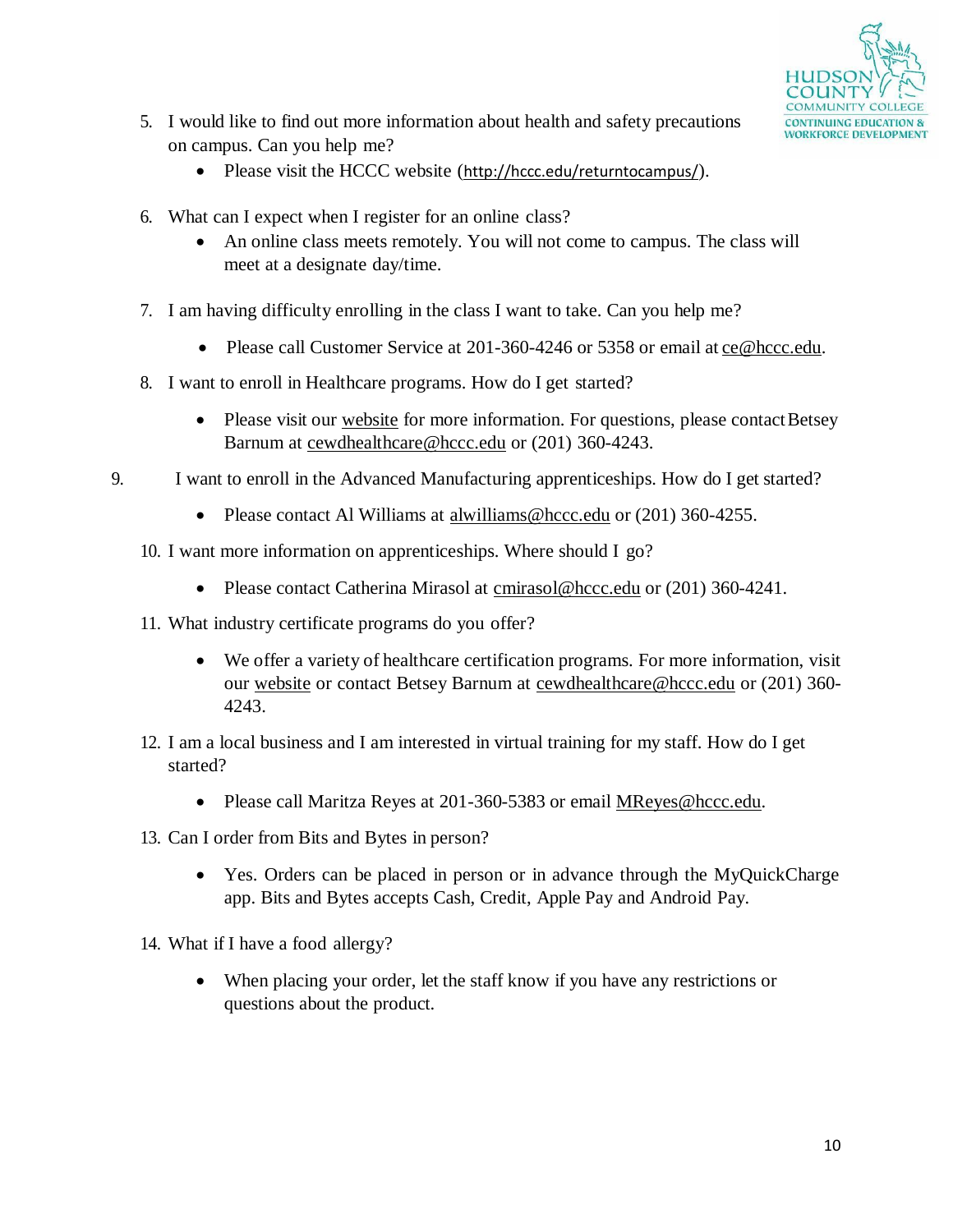5. I would like to find out more information about health and safety precautions on campus. Can you help me?
    - Please visit the HCCC website (http://hccc.edu/returntocampus/).

6. What can I expect when I register for an online class?
    - An online class meets remotely. You will not come to campus. The class will meet at a designate day/time.

7. I am having difficulty enrolling in the class I want to take. Can you help me?
    - Please call Customer Service at 201-360-4246 or 5358 or email at ce@hccc.edu.

8. I want to enroll in Healthcare programs. How do I get started?
    - Please visit our website for more information. For questions, please contact Betsey Barnum at cewdhealthcare@hccc.edu or (201) 360-4243.

9. I want to enroll in the Advanced Manufacturing apprenticeships. How do I get started?
    - Please contact Al Williams at alwilliams@hccc.edu or (201) 360-4255.

10. I want more information on apprenticeships. Where should I go?
    - Please contact Catherina Mirasol at cmirasol@hccc.edu or (201) 360-4241.

11. What industry certificate programs do you offer?
    - We offer a variety of healthcare certification programs. For more information, visit our website or contact Betsey Barnum at cewdhealthcare@hccc.edu or (201) 360-4243.

12. I am a local business and I am interested in virtual training for my staff. How do I get started?
    - Please call Maritza Reyes at 201-360-5383 or email MReyes@hccc.edu.

13. Can I order from Bits and Bytes in person?
    - Yes. Orders can be placed in person or in advance through the MyQuickCharge app. Bits and Bytes accepts Cash, Credit, Apple Pay and Android Pay.

14. What if I have a food allergy?
    - When placing your order, let the staff know if you have any restrictions or questions about the product.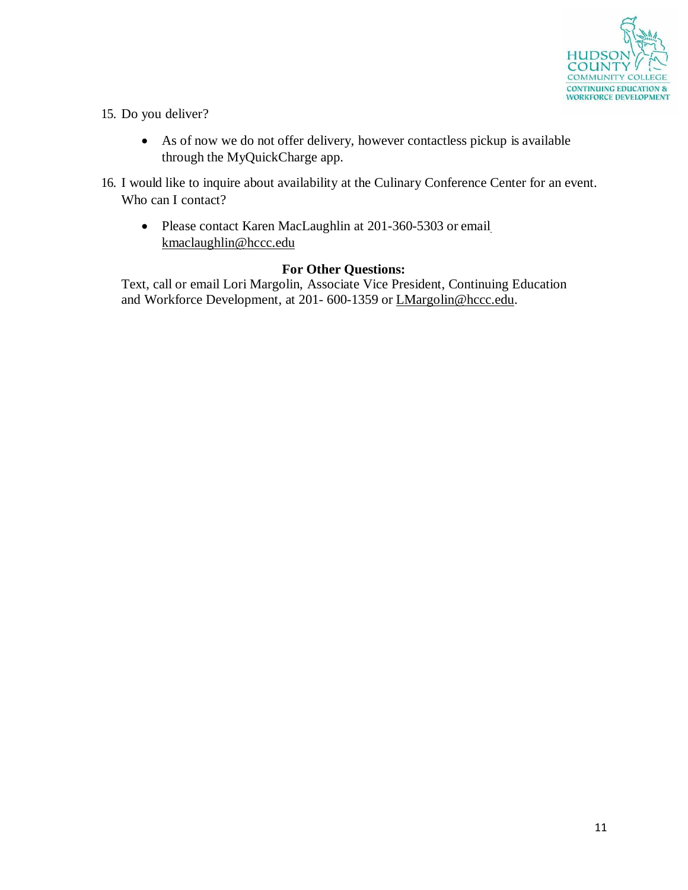15. Do you deliver?

    - As of now we do not offer delivery, however contactless pickup is available through the MyQuickCharge app.

16. I would like to inquire about availability at the Culinary Conference Center for an event. Who can I contact?

    - Please contact Karen MacLaughlin at 201-360-5303 or email kmaclaughlin@hccc.edu

**For Other Questions:**

Text, call or email Lori Margolin, Associate Vice President, Continuing Education and Workforce Development, at 201- 600-1359 or LMargolin@hccc.edu.